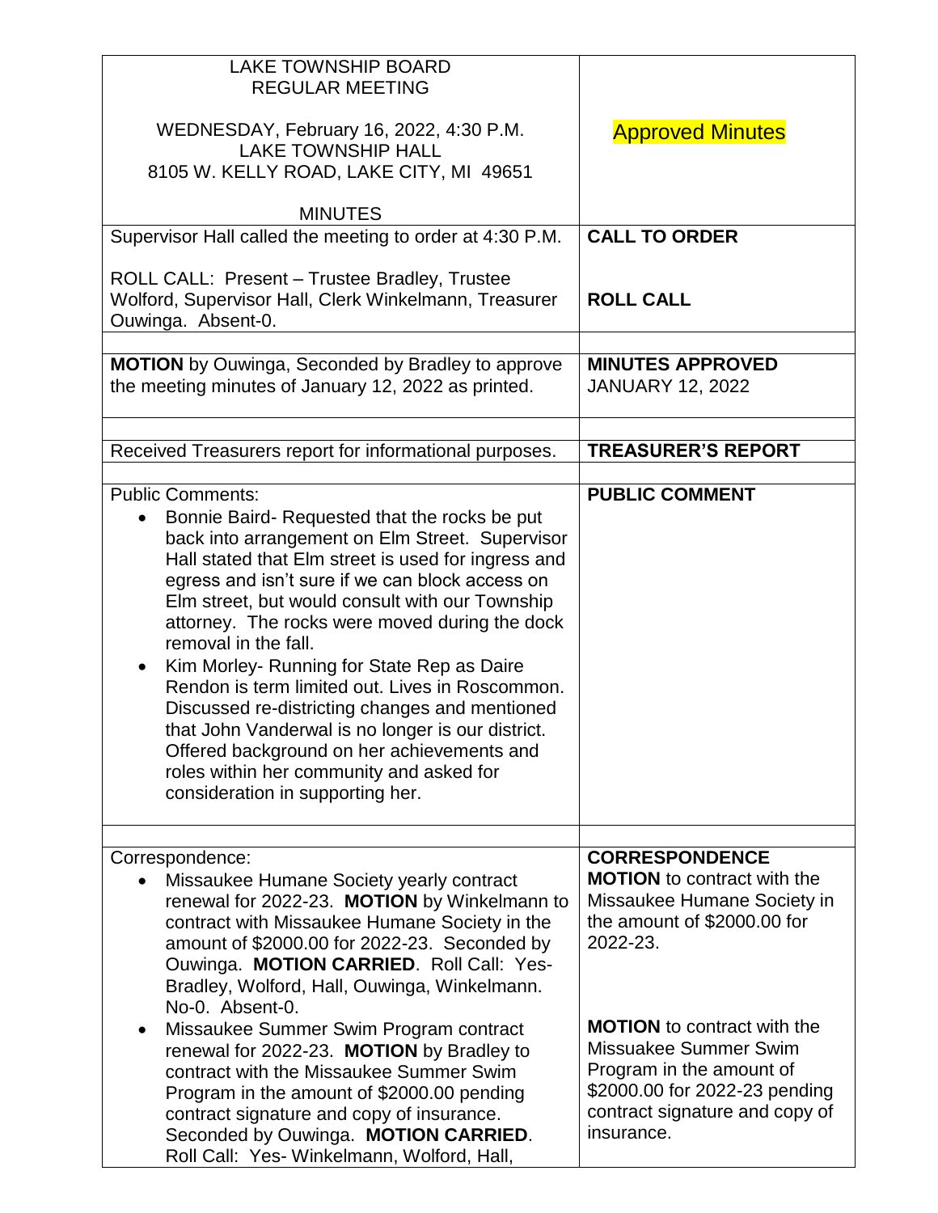| LAKE TOWNSHIP BOARD<br>REGULAR MEETING<br><br>WEDNESDAY, February 16, 2022, 4:30 P.M.<br>LAKE TOWNSHIP HALL<br>8105 W. KELLY ROAD, LAKE CITY, MI 49651<br><br>MINUTES | Approved Minutes |
|---|---|
| Supervisor Hall called the meeting to order at 4:30 P.M.<br><br>ROLL CALL: Present – Trustee Bradley, Trustee Wolford, Supervisor Hall, Clerk Winkelmann, Treasurer Ouwinga. Absent-0. | **CALL TO ORDER**<br><br>**ROLL CALL** |
| | |
| **MOTION** by Ouwinga, Seconded by Bradley to approve the meeting minutes of January 12, 2022 as printed. | **MINUTES APPROVED**<br>JANUARY 12, 2022 |
| | |
| Received Treasurers report for informational purposes. | **TREASURER'S REPORT** |
| | |
| Public Comments:<br>• Bonnie Baird- Requested that the rocks be put back into arrangement on Elm Street. Supervisor Hall stated that Elm street is used for ingress and egress and isn't sure if we can block access on Elm street, but would consult with our Township attorney. The rocks were moved during the dock removal in the fall.<br>• Kim Morley- Running for State Rep as Daire Rendon is term limited out. Lives in Roscommon. Discussed re-districting changes and mentioned that John Vanderwal is no longer is our district. Offered background on her achievements and roles within her community and asked for consideration in supporting her. | **PUBLIC COMMENT** |
| | |
| Correspondence:<br>• Missaukee Humane Society yearly contract renewal for 2022-23. **MOTION** by Winkelmann to contract with Missaukee Humane Society in the amount of $2000.00 for 2022-23. Seconded by Ouwinga. **MOTION CARRIED**. Roll Call: Yes- Bradley, Wolford, Hall, Ouwinga, Winkelmann. No-0. Absent-0.<br>• Missaukee Summer Swim Program contract renewal for 2022-23. **MOTION** by Bradley to contract with the Missaukee Summer Swim Program in the amount of $2000.00 pending contract signature and copy of insurance. Seconded by Ouwinga. **MOTION CARRIED**. Roll Call: Yes- Winkelmann, Wolford, Hall, | **CORRESPONDENCE**<br>**MOTION** to contract with the Missaukee Humane Society in the amount of $2000.00 for 2022-23.<br><br>**MOTION** to contract with the Missuakee Summer Swim Program in the amount of $2000.00 for 2022-23 pending contract signature and copy of insurance. |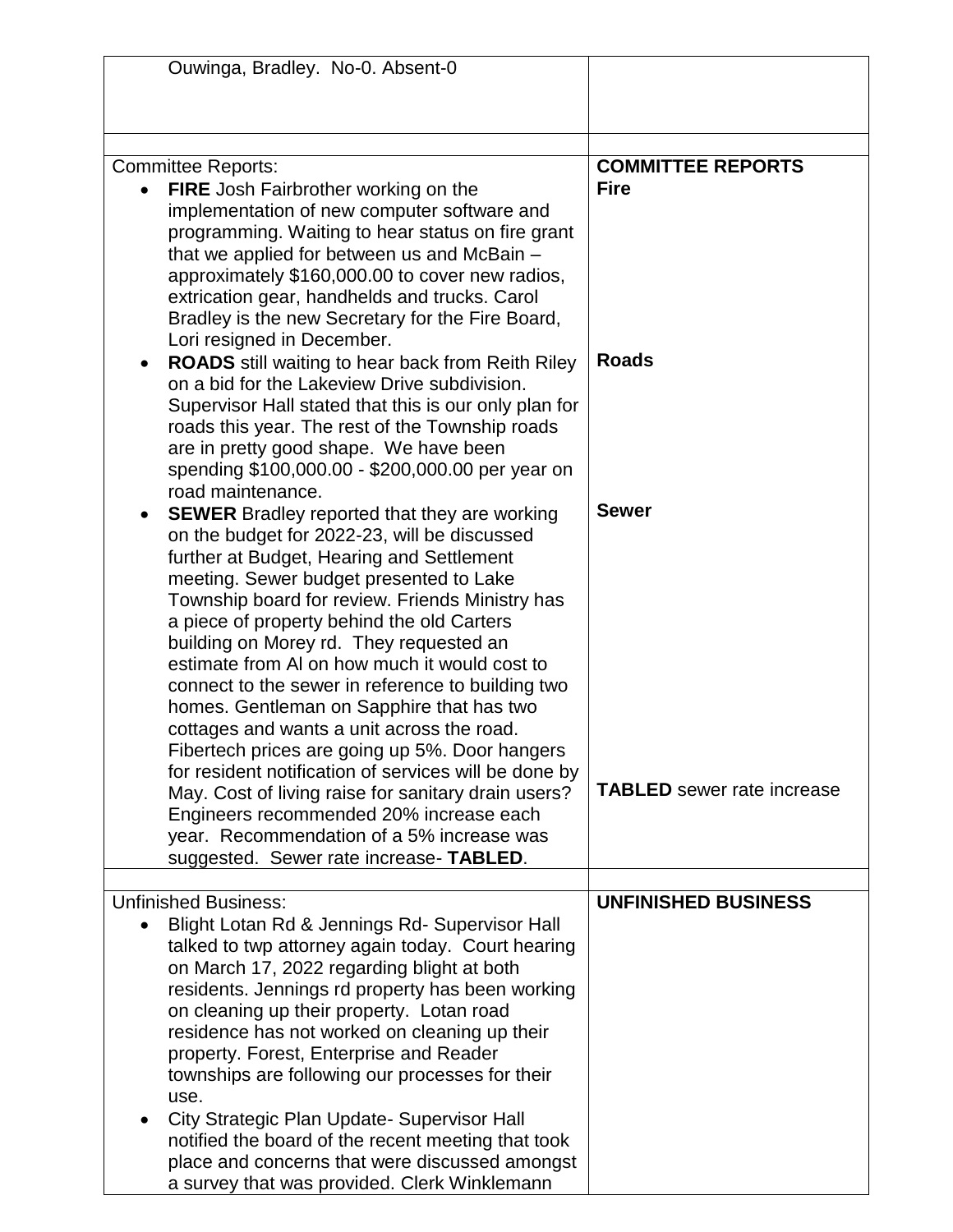| | |
|---|---|
| Ouwinga, Bradley. No-0. Absent-0 | |
| | |
| Committee Reports:<br>• **FIRE** Josh Fairbrother working on the implementation of new computer software and programming. Waiting to hear status on fire grant that we applied for between us and McBain – approximately $160,000.00 to cover new radios, extrication gear, handhelds and trucks. Carol Bradley is the new Secretary for the Fire Board, Lori resigned in December.<br>• **ROADS** still waiting to hear back from Reith Riley on a bid for the Lakeview Drive subdivision. Supervisor Hall stated that this is our only plan for roads this year. The rest of the Township roads are in pretty good shape. We have been spending $100,000.00 - $200,000.00 per year on road maintenance.<br>• **SEWER** Bradley reported that they are working on the budget for 2022-23, will be discussed further at Budget, Hearing and Settlement meeting. Sewer budget presented to Lake Township board for review. Friends Ministry has a piece of property behind the old Carters building on Morey rd. They requested an estimate from Al on how much it would cost to connect to the sewer in reference to building two homes. Gentleman on Sapphire that has two cottages and wants a unit across the road. Fibertech prices are going up 5%. Door hangers for resident notification of services will be done by May. Cost of living raise for sanitary drain users? Engineers recommended 20% increase each year. Recommendation of a 5% increase was suggested. Sewer rate increase- **TABLED**. | **COMMITTEE REPORTS**<br>**Fire**<br><br>**Roads**<br><br>**Sewer**<br><br>**TABLED** sewer rate increase |
| | |
| Unfinished Business:<br>• Blight Lotan Rd & Jennings Rd- Supervisor Hall talked to twp attorney again today. Court hearing on March 17, 2022 regarding blight at both residents. Jennings rd property has been working on cleaning up their property. Lotan road residence has not worked on cleaning up their property. Forest, Enterprise and Reader townships are following our processes for their use.<br>• City Strategic Plan Update- Supervisor Hall notified the board of the recent meeting that took place and concerns that were discussed amongst a survey that was provided. Clerk Winklemann | **UNFINISHED BUSINESS** |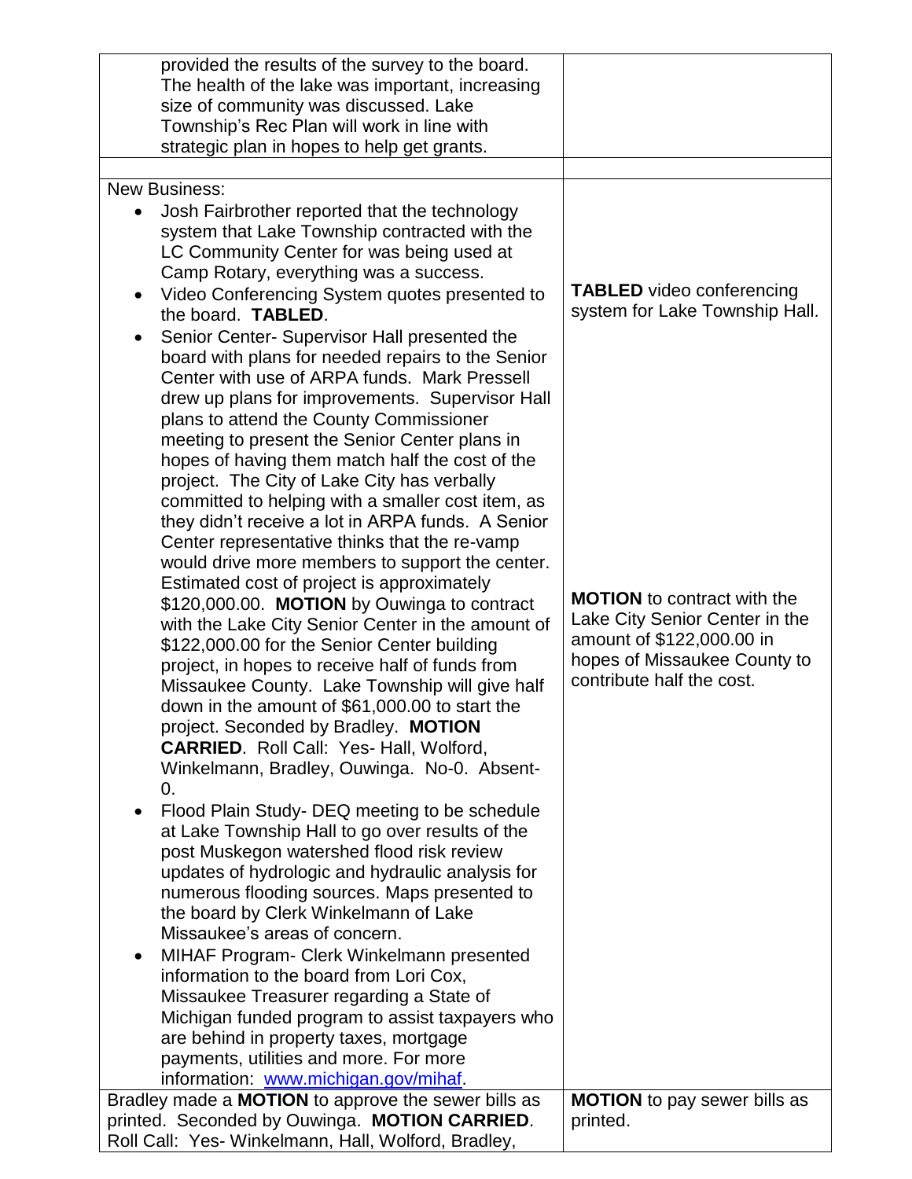| | |
|---|---|
| provided the results of the survey to the board. The health of the lake was important, increasing size of community was discussed. Lake Township's Rec Plan will work in line with strategic plan in hopes to help get grants. | |
| | |
| New Business:<br>• Josh Fairbrother reported that the technology system that Lake Township contracted with the LC Community Center for was being used at Camp Rotary, everything was a success.<br>• Video Conferencing System quotes presented to the board. **TABLED**.<br>• Senior Center- Supervisor Hall presented the board with plans for needed repairs to the Senior Center with use of ARPA funds. Mark Pressell drew up plans for improvements. Supervisor Hall plans to attend the County Commissioner meeting to present the Senior Center plans in hopes of having them match half the cost of the project. The City of Lake City has verbally committed to helping with a smaller cost item, as they didn't receive a lot in ARPA funds. A Senior Center representative thinks that the re-vamp would drive more members to support the center. Estimated cost of project is approximately $120,000.00. **MOTION** by Ouwinga to contract with the Lake City Senior Center in the amount of $122,000.00 for the Senior Center building project, in hopes to receive half of funds from Missaukee County. Lake Township will give half down in the amount of $61,000.00 to start the project. Seconded by Bradley. **MOTION CARRIED**. Roll Call: Yes- Hall, Wolford, Winkelmann, Bradley, Ouwinga. No-0. Absent-0.<br>• Flood Plain Study- DEQ meeting to be schedule at Lake Township Hall to go over results of the post Muskegon watershed flood risk review updates of hydrologic and hydraulic analysis for numerous flooding sources. Maps presented to the board by Clerk Winkelmann of Lake Missaukee's areas of concern.<br>• MIHAF Program- Clerk Winkelmann presented information to the board from Lori Cox, Missaukee Treasurer regarding a State of Michigan funded program to assist taxpayers who are behind in property taxes, mortgage payments, utilities and more. For more information: [www.michigan.gov/mihaf](http://www.michigan.gov/mihaf). | **TABLED** video conferencing system for Lake Township Hall.<br><br>**MOTION** to contract with the Lake City Senior Center in the amount of $122,000.00 in hopes of Missaukee County to contribute half the cost. |
| Bradley made a **MOTION** to approve the sewer bills as printed. Seconded by Ouwinga. **MOTION CARRIED**. Roll Call: Yes- Winkelmann, Hall, Wolford, Bradley, | **MOTION** to pay sewer bills as printed. |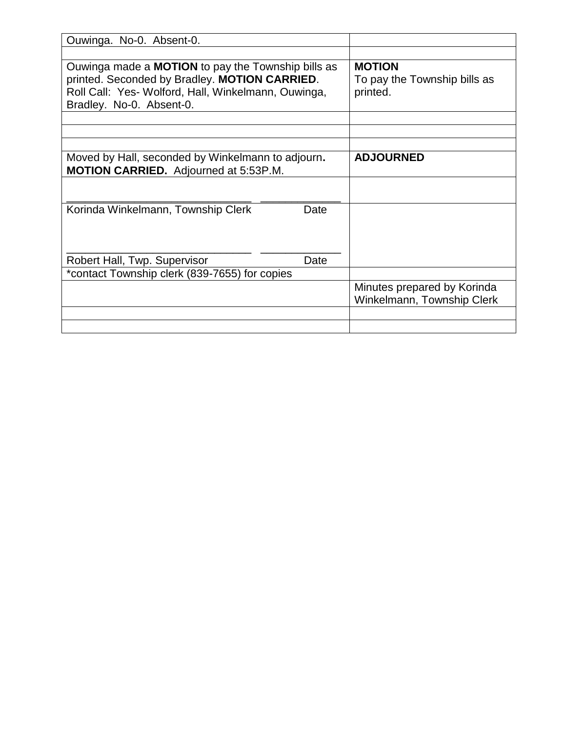| | |
|---|---|
| Ouwinga. No-0. Absent-0. | |
| | |
| Ouwinga made a **MOTION** to pay the Township bills as printed. Seconded by Bradley. **MOTION CARRIED**. Roll Call: Yes- Wolford, Hall, Winkelmann, Ouwinga, Bradley. No-0. Absent-0. | **MOTION** To pay the Township bills as printed. |
| | |
| | |
| | |
| Moved by Hall, seconded by Winkelmann to adjourn. **MOTION CARRIED.** Adjourned at 5:53P.M. | **ADJOURNED** |
| ______________________________ ____________ | |
| Korinda Winkelmann, Township Clerk Date<br><br>______________________________ ____________<br>Robert Hall, Twp. Supervisor Date | |
| *contact Township clerk (839-7655) for copies | |
| | Minutes prepared by Korinda Winkelmann, Township Clerk |
| | |
| | |